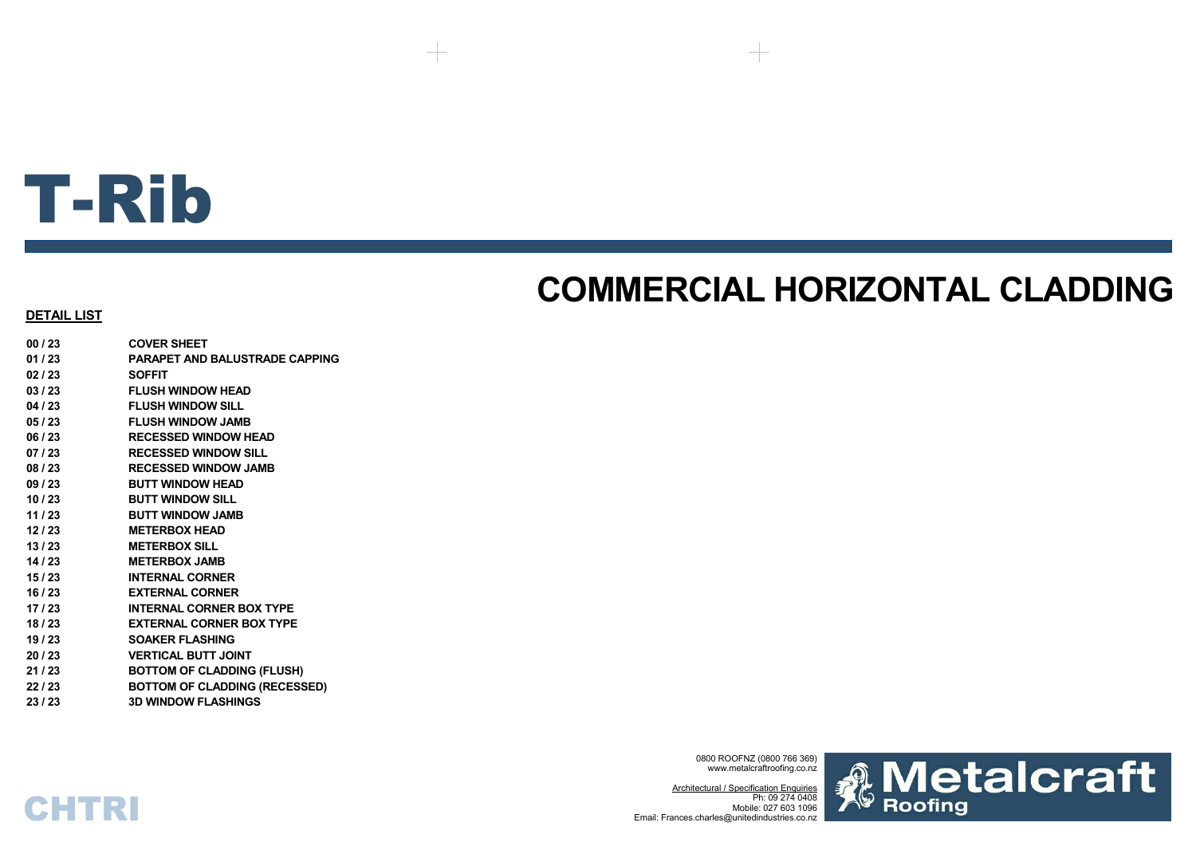# T-Rib

## COMMERCIAL HORIZONTAL CLADDING

**DETAIL LIST**

| | |
|---|---|
| **00 / 23** | **COVER SHEET** |
| **01 / 23** | **PARAPET AND BALUSTRADE CAPPING** |
| **02 / 23** | **SOFFIT** |
| **03 / 23** | **FLUSH WINDOW HEAD** |
| **04 / 23** | **FLUSH WINDOW SILL** |
| **05 / 23** | **FLUSH WINDOW JAMB** |
| **06 / 23** | **RECESSED WINDOW HEAD** |
| **07 / 23** | **RECESSED WINDOW SILL** |
| **08 / 23** | **RECESSED WINDOW JAMB** |
| **09 / 23** | **BUTT WINDOW HEAD** |
| **10 / 23** | **BUTT WINDOW SILL** |
| **11 / 23** | **BUTT WINDOW JAMB** |
| **12 / 23** | **METERBOX HEAD** |
| **13 / 23** | **METERBOX SILL** |
| **14 / 23** | **METERBOX JAMB** |
| **15 / 23** | **INTERNAL CORNER** |
| **16 / 23** | **EXTERNAL CORNER** |
| **17 / 23** | **INTERNAL CORNER BOX TYPE** |
| **18 / 23** | **EXTERNAL CORNER BOX TYPE** |
| **19 / 23** | **SOAKER FLASHING** |
| **20 / 23** | **VERTICAL BUTT JOINT** |
| **21 / 23** | **BOTTOM OF CLADDING (FLUSH)** |
| **22 / 23** | **BOTTOM OF CLADDING (RECESSED)** |
| **23 / 23** | **3D WINDOW FLASHINGS** |

0800 ROOFNZ (0800 766 369)
www.metalcraftroofing.co.nz

Architectural / Specification Enquiries
Ph: 09 274 0408
Mobile: 027 603 1096
Email: Frances.charles@unitedindustries.co.nz

Metalcraft Roofing

CHTRI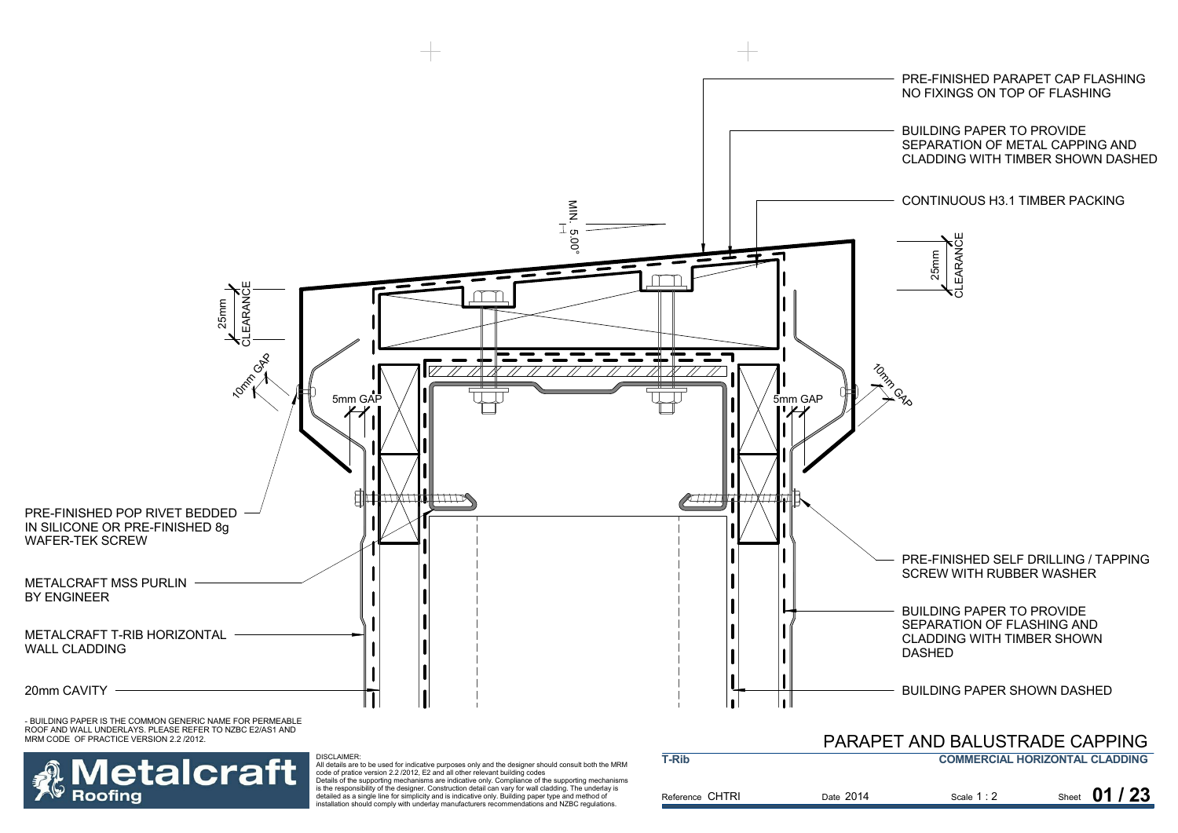PRE-FINISHED PARAPET CAP FLASHING
NO FIXINGS ON TOP OF FLASHING

BUILDING PAPER TO PROVIDE SEPARATION OF METAL CAPPING AND CLADDING WITH TIMBER SHOWN DASHED

CONTINUOUS H3.1 TIMBER PACKING

MIN. 5.00°

25mm CLEARANCE

25mm CLEARANCE

10mm GAP

10mm GAP

5mm GAP

5mm GAP

PRE-FINISHED POP RIVET BEDDED IN SILICONE OR PRE-FINISHED 8g WAFER-TEK SCREW

PRE-FINISHED SELF DRILLING / TAPPING SCREW WITH RUBBER WASHER

METALCRAFT MSS PURLIN BY ENGINEER

METALCRAFT T-RIB HORIZONTAL WALL CLADDING

BUILDING PAPER TO PROVIDE SEPARATION OF FLASHING AND CLADDING WITH TIMBER SHOWN DASHED

20mm CAVITY

BUILDING PAPER SHOWN DASHED

- BUILDING PAPER IS THE COMMON GENERIC NAME FOR PERMEABLE ROOF AND WALL UNDERLAYS. PLEASE REFER TO NZBC E2/AS1 AND MRM CODE OF PRACTICE VERSION 2.2 /2012.

# PARAPET AND BALUSTRADE CAPPING

**Metalcraft Roofing**

DISCLAIMER:
All details are to be used for indicative purposes only and the designer should consult both the MRM code of pratice version 2.2 /2012, E2 and all other relevant building codes
Details of the supporting mechanisms are indicative only. Compliance of the supporting mechanisms is the responsibility of the designer. Construction detail can vary for wall cladding. The underlay is detailed as a single line for simplicity and is indicative only. Building paper type and method of installation should comply with underlay manufacturers recommendations and NZBC regulations.

**T-Rib** | **COMMERCIAL HORIZONTAL CLADDING**

Reference CHTRI | Date 2014 | Scale 1 : 2 | Sheet **01 / 23**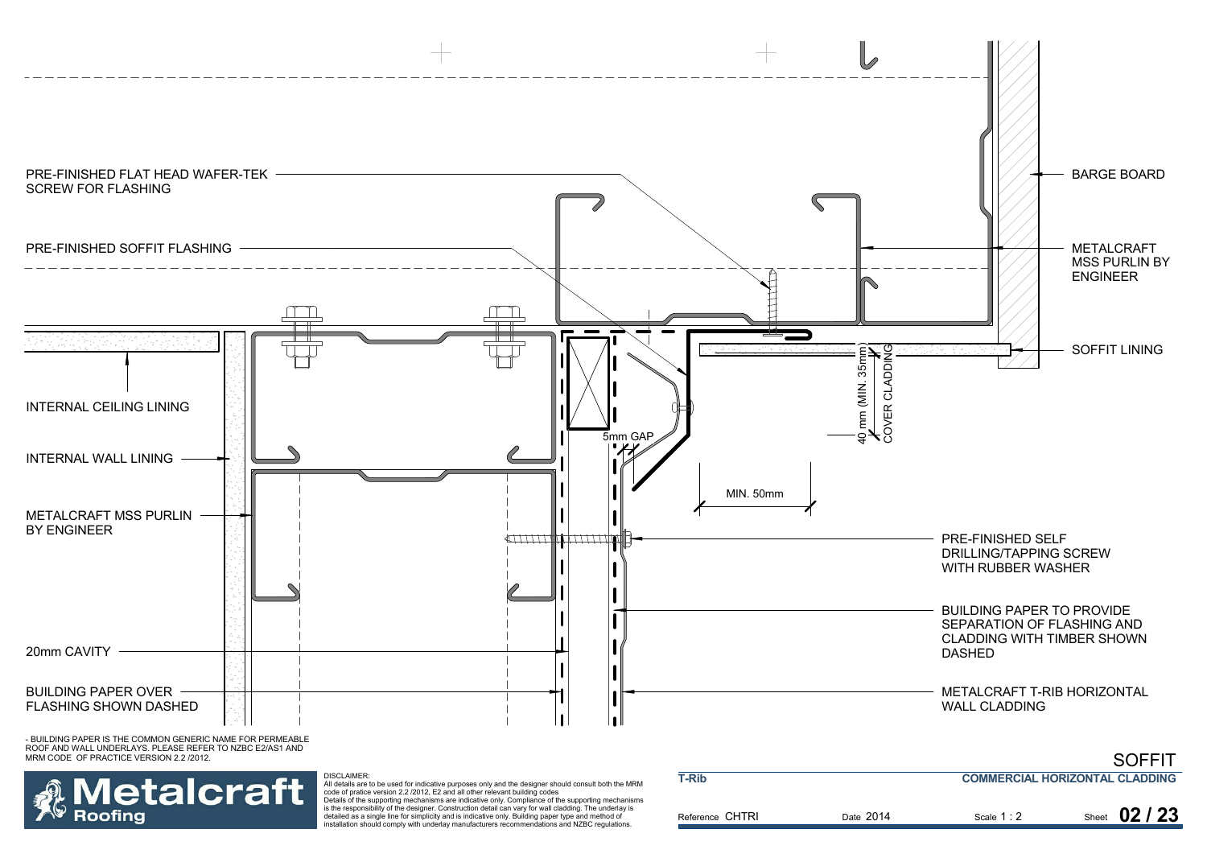PRE-FINISHED FLAT HEAD WAFER-TEK SCREW FOR FLASHING

PRE-FINISHED SOFFIT FLASHING

INTERNAL CEILING LINING

INTERNAL WALL LINING

METALCRAFT MSS PURLIN BY ENGINEER

20mm CAVITY

BUILDING PAPER OVER FLASHING SHOWN DASHED

5mm GAP

MIN. 50mm

40 mm (MIN. 35mm) COVER CLADDING

BARGE BOARD

METALCRAFT MSS PURLIN BY ENGINEER

SOFFIT LINING

PRE-FINISHED SELF DRILLING/TAPPING SCREW WITH RUBBER WASHER

BUILDING PAPER TO PROVIDE SEPARATION OF FLASHING AND CLADDING WITH TIMBER SHOWN DASHED

METALCRAFT T-RIB HORIZONTAL WALL CLADDING

- BUILDING PAPER IS THE COMMON GENERIC NAME FOR PERMEABLE ROOF AND WALL UNDERLAYS. PLEASE REFER TO NZBC E2/AS1 AND MRM CODE OF PRACTICE VERSION 2.2 /2012.

# SOFFIT

**T-Rib** — **COMMERCIAL HORIZONTAL CLADDING**

DISCLAIMER:
All details are to be used for indicative purposes only and the designer should consult both the MRM code of pratice version 2.2 /2012, E2 and all other relevant building codes
Details of the supporting mechanisms are indicative only. Compliance of the supporting mechanisms is the responsibility of the designer. Construction detail can vary for wall cladding. The underlay is detailed as a single line for simplicity and is indicative only. Building paper type and method of installation should comply with underlay manufacturers recommendations and NZBC regulations.

Metalcraft Roofing

| Reference CHTRI | Date 2014 | Scale 1 : 2 | Sheet **02 / 23** |
|---|---|---|---|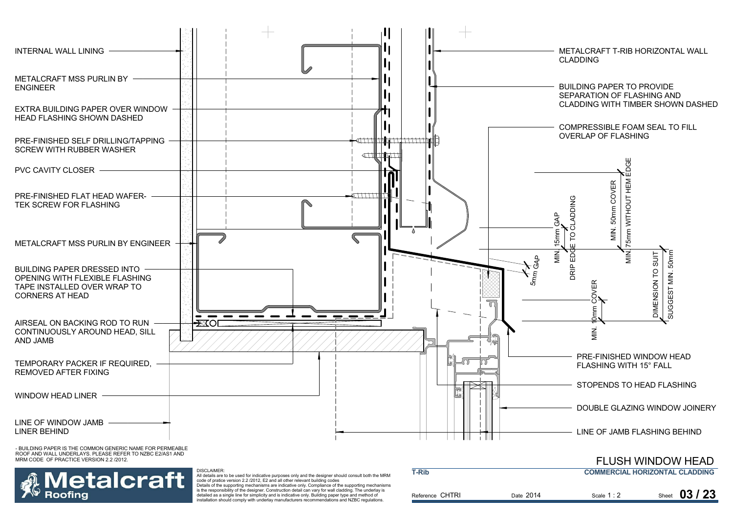INTERNAL WALL LINING

METALCRAFT MSS PURLIN BY ENGINEER

EXTRA BUILDING PAPER OVER WINDOW HEAD FLASHING SHOWN DASHED

PRE-FINISHED SELF DRILLING/TAPPING SCREW WITH RUBBER WASHER

PVC CAVITY CLOSER

PRE-FINISHED FLAT HEAD WAFER-TEK SCREW FOR FLASHING

METALCRAFT MSS PURLIN BY ENGINEER

BUILDING PAPER DRESSED INTO OPENING WITH FLEXIBLE FLASHING TAPE INSTALLED OVER WRAP TO CORNERS AT HEAD

AIRSEAL ON BACKING ROD TO RUN CONTINUOUSLY AROUND HEAD, SILL AND JAMB

TEMPORARY PACKER IF REQUIRED, REMOVED AFTER FIXING

WINDOW HEAD LINER

LINE OF WINDOW JAMB LINER BEHIND

METALCRAFT T-RIB HORIZONTAL WALL CLADDING

BUILDING PAPER TO PROVIDE SEPARATION OF FLASHING AND CLADDING WITH TIMBER SHOWN DASHED

COMPRESSIBLE FOAM SEAL TO FILL OVERLAP OF FLASHING

MIN. 15mm GAP

DRIP EDGE TO CLADDING

MIN. 50mm COVER

MIN. 75mm WITHOUT HEM EDGE

5mm GAP

DIMENSION TO SUIT

SUGGEST MIN. 50mm

MIN. 10mm COVER

PRE-FINISHED WINDOW HEAD FLASHING WITH 15° FALL

STOPENDS TO HEAD FLASHING

DOUBLE GLAZING WINDOW JOINERY

LINE OF JAMB FLASHING BEHIND

- BUILDING PAPER IS THE COMMON GENERIC NAME FOR PERMEABLE ROOF AND WALL UNDERLAYS. PLEASE REFER TO NZBC E2/AS1 AND MRM CODE OF PRACTICE VERSION 2.2 /2012.

# FLUSH WINDOW HEAD

**Metalcraft Roofing**

DISCLAIMER:
All details are to be used for indicative purposes only and the designer should consult both the MRM code of pratice version 2.2 /2012, E2 and all other relevant building codes
Details of the supporting mechanisms are indicative only. Compliance of the supporting mechanisms is the responsibility of the designer. Construction detail can vary for wall cladding. The underlay is detailed as a single line for simplicity and is indicative only. Building paper type and method of installation should comply with underlay manufacturers recommendations and NZBC regulations.

**T-Rib** | **COMMERCIAL HORIZONTAL CLADDING**

Reference CHTRI | Date 2014 | Scale 1 : 2 | Sheet **03 / 23**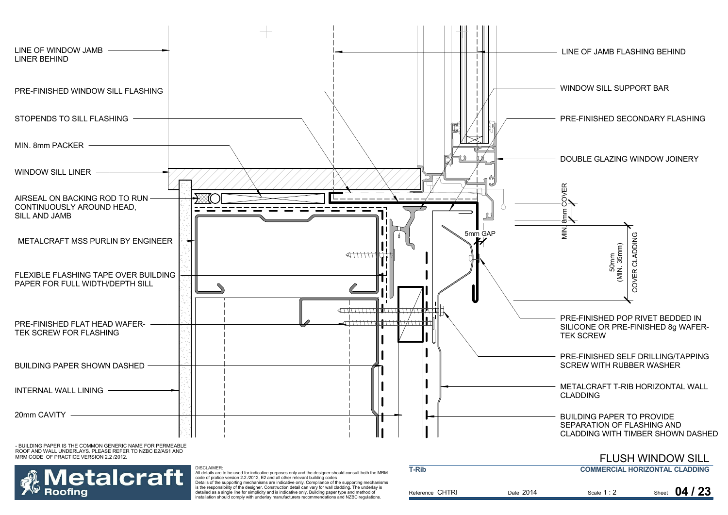LINE OF WINDOW JAMB LINER BEHIND

PRE-FINISHED WINDOW SILL FLASHING

STOPENDS TO SILL FLASHING

MIN. 8mm PACKER

WINDOW SILL LINER

AIRSEAL ON BACKING ROD TO RUN CONTINUOUSLY AROUND HEAD, SILL AND JAMB

METALCRAFT MSS PURLIN BY ENGINEER

FLEXIBLE FLASHING TAPE OVER BUILDING PAPER FOR FULL WIDTH/DEPTH SILL

PRE-FINISHED FLAT HEAD WAFER-TEK SCREW FOR FLASHING

BUILDING PAPER SHOWN DASHED

INTERNAL WALL LINING

20mm CAVITY

LINE OF JAMB FLASHING BEHIND

WINDOW SILL SUPPORT BAR

PRE-FINISHED SECONDARY FLASHING

DOUBLE GLAZING WINDOW JOINERY

MIN. 8mm COVER

5mm GAP

50mm (MIN. 35mm) COVER CLADDING

PRE-FINISHED POP RIVET BEDDED IN SILICONE OR PRE-FINISHED 8g WAFER-TEK SCREW

PRE-FINISHED SELF DRILLING/TAPPING SCREW WITH RUBBER WASHER

METALCRAFT T-RIB HORIZONTAL WALL CLADDING

BUILDING PAPER TO PROVIDE SEPARATION OF FLASHING AND CLADDING WITH TIMBER SHOWN DASHED

- BUILDING PAPER IS THE COMMON GENERIC NAME FOR PERMEABLE ROOF AND WALL UNDERLAYS. PLEASE REFER TO NZBC E2/AS1 AND MRM CODE OF PRACTICE VERSION 2.2 /2012.

DISCLAIMER:
All details are to be used for indicative purposes only and the designer should consult both the MRM code of pratice version 2.2 /2012, E2 and all other relevant building codes
Details of the supporting mechanisms are indicative only. Compliance of the supporting mechanisms is the responsibility of the designer. Construction detail can vary for wall cladding. The underlay is detailed as a single line for simplicity and is indicative only. Building paper type and method of installation should comply with underlay manufacturers recommendations and NZBC regulations.

Metalcraft Roofing

# FLUSH WINDOW SILL

**T-Rib** — **COMMERCIAL HORIZONTAL CLADDING**

Reference CHTRI | Date 2014 | Scale 1 : 2 | Sheet **04 / 23**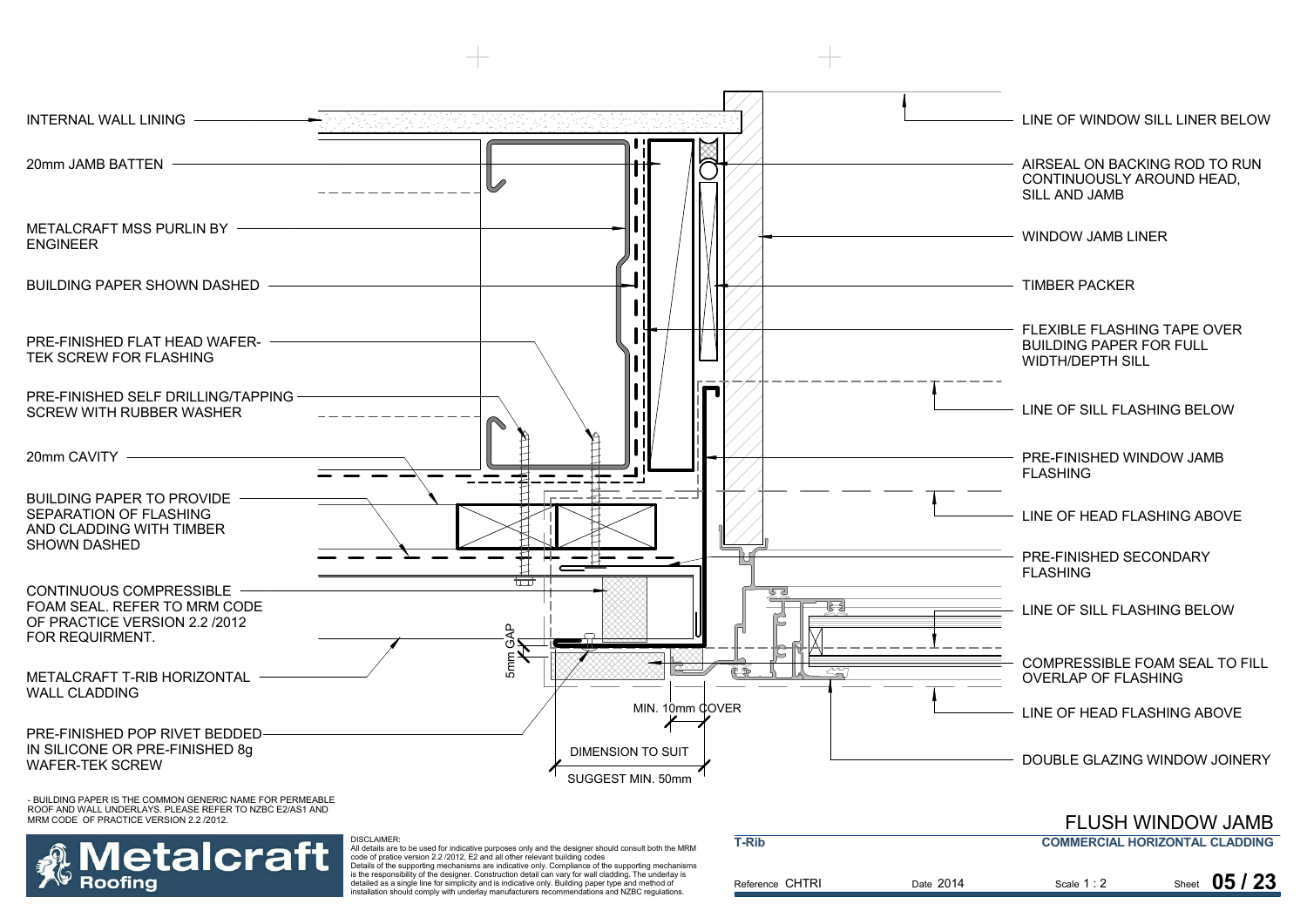INTERNAL WALL LINING

20mm JAMB BATTEN

METALCRAFT MSS PURLIN BY ENGINEER

BUILDING PAPER SHOWN DASHED

PRE-FINISHED FLAT HEAD WAFER-TEK SCREW FOR FLASHING

PRE-FINISHED SELF DRILLING/TAPPING SCREW WITH RUBBER WASHER

20mm CAVITY

BUILDING PAPER TO PROVIDE SEPARATION OF FLASHING AND CLADDING WITH TIMBER SHOWN DASHED

CONTINUOUS COMPRESSIBLE FOAM SEAL. REFER TO MRM CODE OF PRACTICE VERSION 2.2 /2012 FOR REQUIRMENT.

METALCRAFT T-RIB HORIZONTAL WALL CLADDING

PRE-FINISHED POP RIVET BEDDED IN SILICONE OR PRE-FINISHED 8g WAFER-TEK SCREW

LINE OF WINDOW SILL LINER BELOW

AIRSEAL ON BACKING ROD TO RUN CONTINUOUSLY AROUND HEAD, SILL AND JAMB

WINDOW JAMB LINER

TIMBER PACKER

FLEXIBLE FLASHING TAPE OVER BUILDING PAPER FOR FULL WIDTH/DEPTH SILL

LINE OF SILL FLASHING BELOW

PRE-FINISHED WINDOW JAMB FLASHING

LINE OF HEAD FLASHING ABOVE

PRE-FINISHED SECONDARY FLASHING

LINE OF SILL FLASHING BELOW

COMPRESSIBLE FOAM SEAL TO FILL OVERLAP OF FLASHING

LINE OF HEAD FLASHING ABOVE

DOUBLE GLAZING WINDOW JOINERY

5mm GAP

MIN. 10mm COVER

DIMENSION TO SUIT

SUGGEST MIN. 50mm

- BUILDING PAPER IS THE COMMON GENERIC NAME FOR PERMEABLE ROOF AND WALL UNDERLAYS. PLEASE REFER TO NZBC E2/AS1 AND MRM CODE OF PRACTICE VERSION 2.2 /2012.

# FLUSH WINDOW JAMB

**COMMERCIAL HORIZONTAL CLADDING**

**T-Rib**

DISCLAIMER:
All details are to be used for indicative purposes only and the designer should consult both the MRM code of pratice version 2.2 /2012, E2 and all other relevant building codes
Details of the supporting mechanisms are indicative only. Compliance of the supporting mechanisms is the responsibility of the designer. Construction detail can vary for wall cladding. The underlay is detailed as a single line for simplicity and is indicative only. Building paper type and method of installation should comply with underlay manufacturers recommendations and NZBC regulations.

Metalcraft Roofing

Reference CHTRI | Date 2014 | Scale 1 : 2 | Sheet **05 / 23**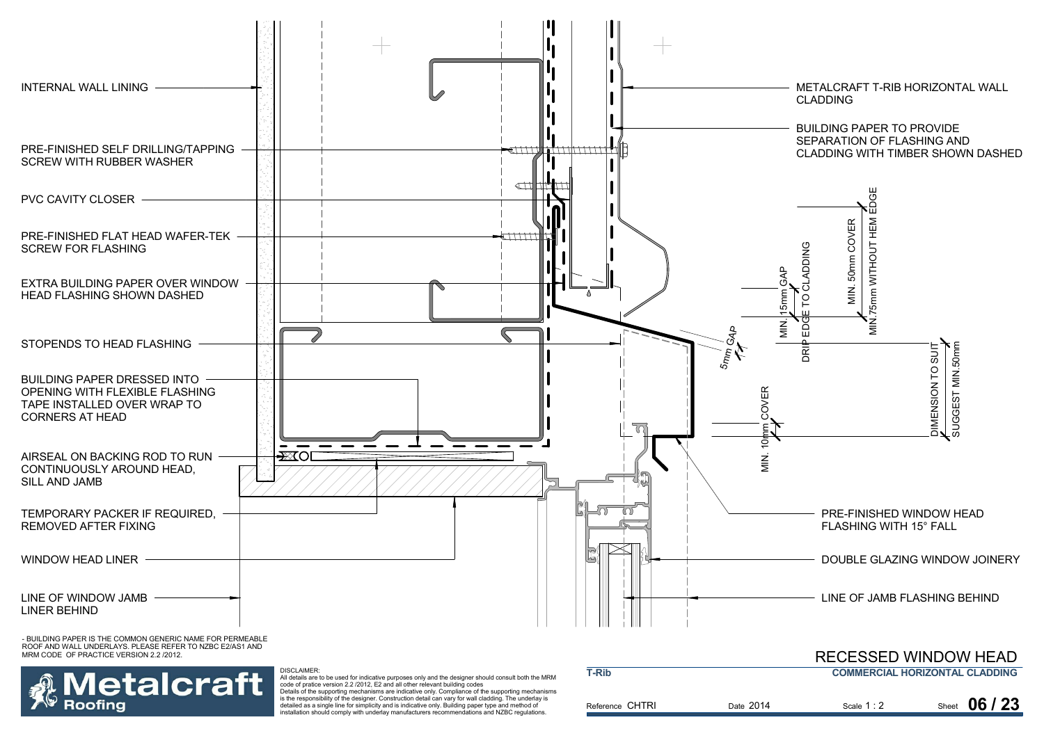INTERNAL WALL LINING

PRE-FINISHED SELF DRILLING/TAPPING SCREW WITH RUBBER WASHER

PVC CAVITY CLOSER

PRE-FINISHED FLAT HEAD WAFER-TEK SCREW FOR FLASHING

EXTRA BUILDING PAPER OVER WINDOW HEAD FLASHING SHOWN DASHED

STOPENDS TO HEAD FLASHING

BUILDING PAPER DRESSED INTO OPENING WITH FLEXIBLE FLASHING TAPE INSTALLED OVER WRAP TO CORNERS AT HEAD

AIRSEAL ON BACKING ROD TO RUN CONTINUOUSLY AROUND HEAD, SILL AND JAMB

TEMPORARY PACKER IF REQUIRED, REMOVED AFTER FIXING

WINDOW HEAD LINER

LINE OF WINDOW JAMB LINER BEHIND

METALCRAFT T-RIB HORIZONTAL WALL CLADDING

BUILDING PAPER TO PROVIDE SEPARATION OF FLASHING AND CLADDING WITH TIMBER SHOWN DASHED

MIN.75mm WITHOUT HEM EDGE

MIN. 50mm COVER

DRIP EDGE TO CLADDING

MIN. 15mm GAP

5mm GAP

DIMENSION TO SUIT SUGGEST MIN.50mm

MIN. 10mm COVER

PRE-FINISHED WINDOW HEAD FLASHING WITH 15° FALL

DOUBLE GLAZING WINDOW JOINERY

LINE OF JAMB FLASHING BEHIND

- BUILDING PAPER IS THE COMMON GENERIC NAME FOR PERMEABLE ROOF AND WALL UNDERLAYS. PLEASE REFER TO NZBC E2/AS1 AND MRM CODE OF PRACTICE VERSION 2.2 /2012.

DISCLAIMER:
All details are to be used for indicative purposes only and the designer should consult both the MRM code of pratice version 2.2 /2012, E2 and all other relevant building codes
Details of the supporting mechanisms are indicative only. Compliance of the supporting mechanisms is the responsibility of the designer. Construction detail can vary for wall cladding. The underlay is detailed as a single line for simplicity and is indicative only. Building paper type and method of installation should comply with underlay manufacturers recommendations and NZBC regulations.

# RECESSED WINDOW HEAD

**T-Rib** — **COMMERCIAL HORIZONTAL CLADDING**

| Reference CHTRI | Date 2014 | Scale 1 : 2 | Sheet 06 / 23 |
|---|---|---|---|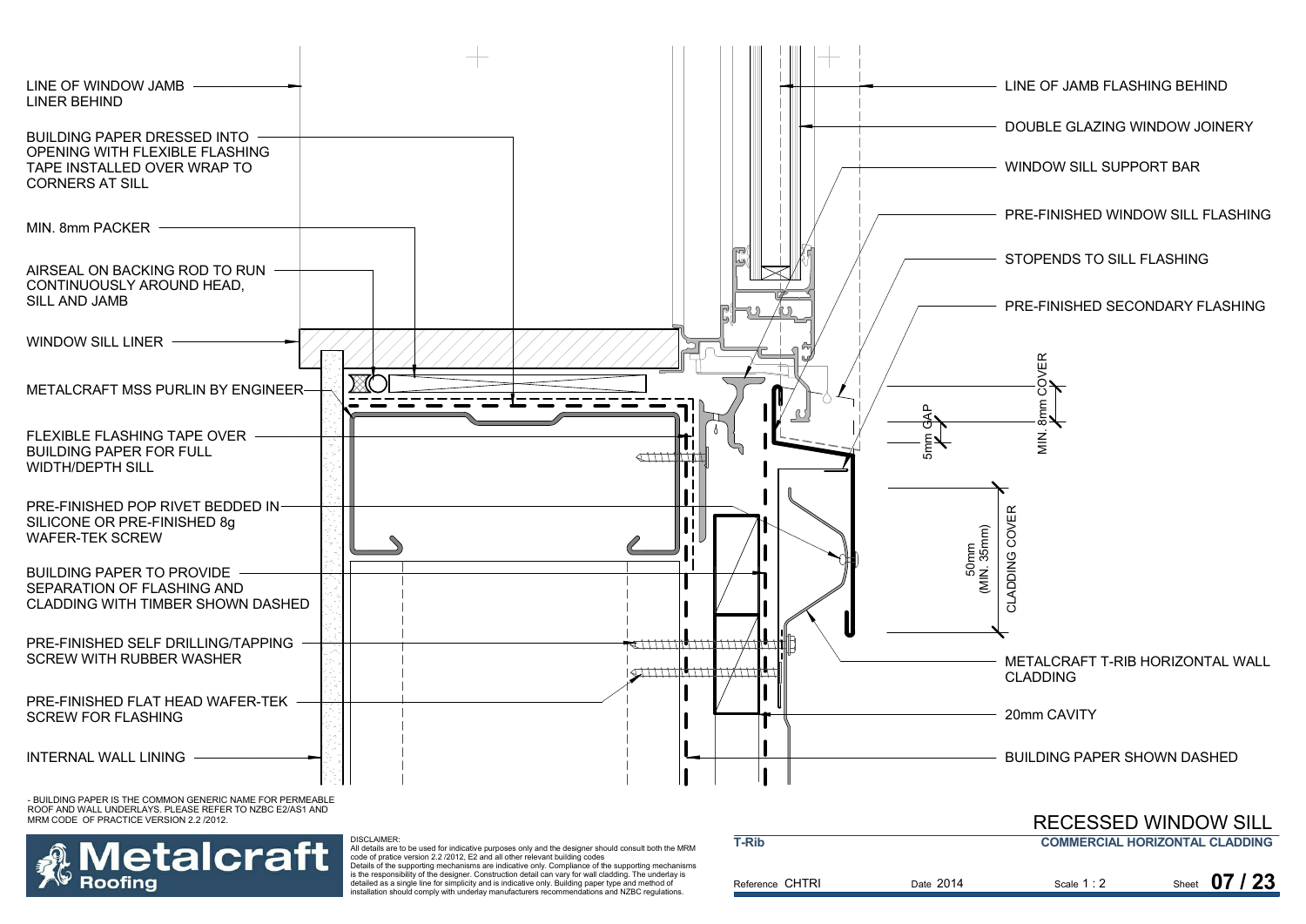LINE OF WINDOW JAMB LINER BEHIND

BUILDING PAPER DRESSED INTO OPENING WITH FLEXIBLE FLASHING TAPE INSTALLED OVER WRAP TO CORNERS AT SILL

MIN. 8mm PACKER

AIRSEAL ON BACKING ROD TO RUN CONTINUOUSLY AROUND HEAD, SILL AND JAMB

WINDOW SILL LINER

METALCRAFT MSS PURLIN BY ENGINEER

FLEXIBLE FLASHING TAPE OVER BUILDING PAPER FOR FULL WIDTH/DEPTH SILL

PRE-FINISHED POP RIVET BEDDED IN SILICONE OR PRE-FINISHED 8g WAFER-TEK SCREW

BUILDING PAPER TO PROVIDE SEPARATION OF FLASHING AND CLADDING WITH TIMBER SHOWN DASHED

PRE-FINISHED SELF DRILLING/TAPPING SCREW WITH RUBBER WASHER

PRE-FINISHED FLAT HEAD WAFER-TEK SCREW FOR FLASHING

INTERNAL WALL LINING

LINE OF JAMB FLASHING BEHIND

DOUBLE GLAZING WINDOW JOINERY

WINDOW SILL SUPPORT BAR

PRE-FINISHED WINDOW SILL FLASHING

STOPENDS TO SILL FLASHING

PRE-FINISHED SECONDARY FLASHING

5mm GAP

MIN. 8mm COVER

50mm (MIN. 35mm) CLADDING COVER

METALCRAFT T-RIB HORIZONTAL WALL CLADDING

20mm CAVITY

BUILDING PAPER SHOWN DASHED

- BUILDING PAPER IS THE COMMON GENERIC NAME FOR PERMEABLE ROOF AND WALL UNDERLAYS. PLEASE REFER TO NZBC E2/AS1 AND MRM CODE OF PRACTICE VERSION 2.2 /2012.

DISCLAIMER:
All details are to be used for indicative purposes only and the designer should consult both the MRM code of pratice version 2.2 /2012, E2 and all other relevant building codes
Details of the supporting mechanisms are indicative only. Compliance of the supporting mechanisms is the responsibility of the designer. Construction detail can vary for wall cladding. The underlay is detailed as a single line for simplicity and is indicative only. Building paper type and method of installation should comply with underlay manufacturers recommendations and NZBC regulations.

# RECESSED WINDOW SILL

**T-Rib** — **COMMERCIAL HORIZONTAL CLADDING**

Reference CHTRI | Date 2014 | Scale 1 : 2 | Sheet **07 / 23**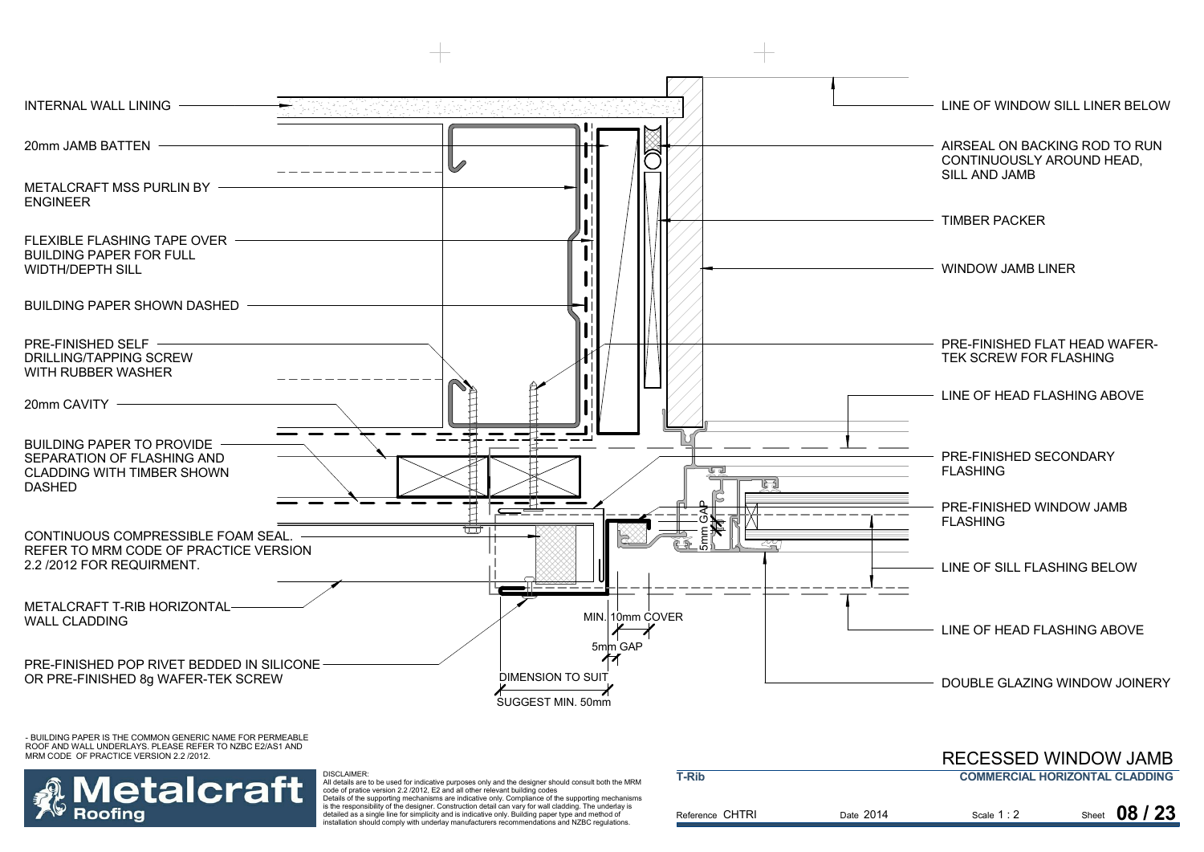INTERNAL WALL LINING

20mm JAMB BATTEN

METALCRAFT MSS PURLIN BY ENGINEER

FLEXIBLE FLASHING TAPE OVER BUILDING PAPER FOR FULL WIDTH/DEPTH SILL

BUILDING PAPER SHOWN DASHED

PRE-FINISHED SELF DRILLING/TAPPING SCREW WITH RUBBER WASHER

20mm CAVITY

BUILDING PAPER TO PROVIDE SEPARATION OF FLASHING AND CLADDING WITH TIMBER SHOWN DASHED

CONTINUOUS COMPRESSIBLE FOAM SEAL. REFER TO MRM CODE OF PRACTICE VERSION 2.2 /2012 FOR REQUIRMENT.

METALCRAFT T-RIB HORIZONTAL WALL CLADDING

PRE-FINISHED POP RIVET BEDDED IN SILICONE OR PRE-FINISHED 8g WAFER-TEK SCREW

LINE OF WINDOW SILL LINER BELOW

AIRSEAL ON BACKING ROD TO RUN CONTINUOUSLY AROUND HEAD, SILL AND JAMB

TIMBER PACKER

WINDOW JAMB LINER

PRE-FINISHED FLAT HEAD WAFER-TEK SCREW FOR FLASHING

LINE OF HEAD FLASHING ABOVE

PRE-FINISHED SECONDARY FLASHING

PRE-FINISHED WINDOW JAMB FLASHING

LINE OF SILL FLASHING BELOW

LINE OF HEAD FLASHING ABOVE

DOUBLE GLAZING WINDOW JOINERY

5mm GAP

MIN. 10mm COVER

5mm GAP

DIMENSION TO SUIT

SUGGEST MIN. 50mm

- BUILDING PAPER IS THE COMMON GENERIC NAME FOR PERMEABLE ROOF AND WALL UNDERLAYS. PLEASE REFER TO NZBC E2/AS1 AND MRM CODE OF PRACTICE VERSION 2.2 /2012.

Metalcraft Roofing

DISCLAIMER:
All details are to be used for indicative purposes only and the designer should consult both the MRM code of pratice version 2.2 /2012, E2 and all other relevant building codes
Details of the supporting mechanisms are indicative only. Compliance of the supporting mechanisms is the responsibility of the designer. Construction detail can vary for wall cladding. The underlay is detailed as a single line for simplicity and is indicative only. Building paper type and method of installation should comply with underlay manufacturers recommendations and NZBC regulations.

# RECESSED WINDOW JAMB

**T-Rib** | **COMMERCIAL HORIZONTAL CLADDING**

Reference CHTRI | Date 2014 | Scale 1 : 2 | Sheet **08 / 23**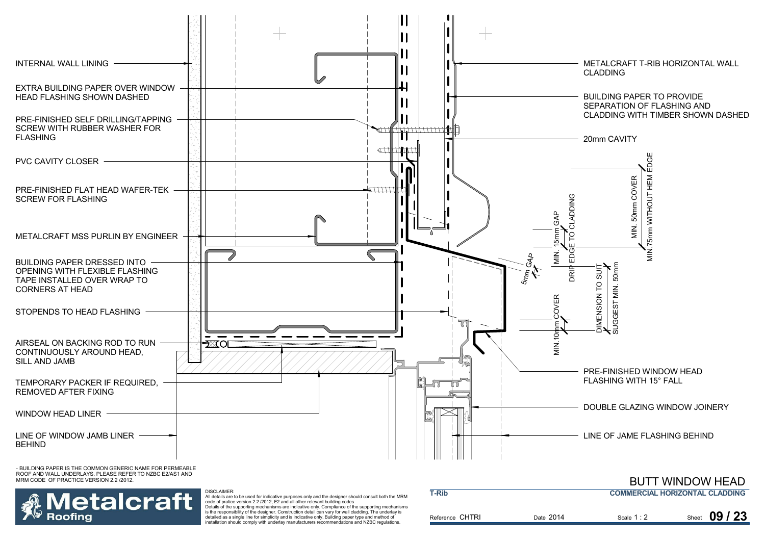INTERNAL WALL LINING

EXTRA BUILDING PAPER OVER WINDOW HEAD FLASHING SHOWN DASHED

PRE-FINISHED SELF DRILLING/TAPPING SCREW WITH RUBBER WASHER FOR FLASHING

PVC CAVITY CLOSER

PRE-FINISHED FLAT HEAD WAFER-TEK SCREW FOR FLASHING

METALCRAFT MSS PURLIN BY ENGINEER

BUILDING PAPER DRESSED INTO OPENING WITH FLEXIBLE FLASHING TAPE INSTALLED OVER WRAP TO CORNERS AT HEAD

STOPENDS TO HEAD FLASHING

AIRSEAL ON BACKING ROD TO RUN CONTINUOUSLY AROUND HEAD, SILL AND JAMB

TEMPORARY PACKER IF REQUIRED, REMOVED AFTER FIXING

WINDOW HEAD LINER

LINE OF WINDOW JAMB LINER BEHIND

METALCRAFT T-RIB HORIZONTAL WALL CLADDING

BUILDING PAPER TO PROVIDE SEPARATION OF FLASHING AND CLADDING WITH TIMBER SHOWN DASHED

20mm CAVITY

MIN. 50mm COVER

MIN.75mm WITHOUT HEM EDGE

MIN. 15mm GAP

DRIP EDGE TO CLADDING

5mm GAP

DIMENSION TO SUIT

SUGGEST MIN. 50mm

MIN.10mm COVER

PRE-FINISHED WINDOW HEAD FLASHING WITH 15° FALL

DOUBLE GLAZING WINDOW JOINERY

LINE OF JAME FLASHING BEHIND

- BUILDING PAPER IS THE COMMON GENERIC NAME FOR PERMEABLE ROOF AND WALL UNDERLAYS. PLEASE REFER TO NZBC E2/AS1 AND MRM CODE OF PRACTICE VERSION 2.2 /2012.

DISCLAIMER:
All details are to be used for indicative purposes only and the designer should consult both the MRM code of pratice version 2.2 /2012, E2 and all other relevant building codes
Details of the supporting mechanisms are indicative only. Compliance of the supporting mechanisms is the responsibility of the designer. Construction detail can vary for wall cladding. The underlay is detailed as a single line for simplicity and is indicative only. Building paper type and method of installation should comply with underlay manufacturers recommendations and NZBC regulations.

# BUTT WINDOW HEAD

**T-Rib** — **COMMERCIAL HORIZONTAL CLADDING**

| Reference | Date | Scale | Sheet |
|---|---|---|---|
| CHTRI | 2014 | 1 : 2 | 09 / 23 |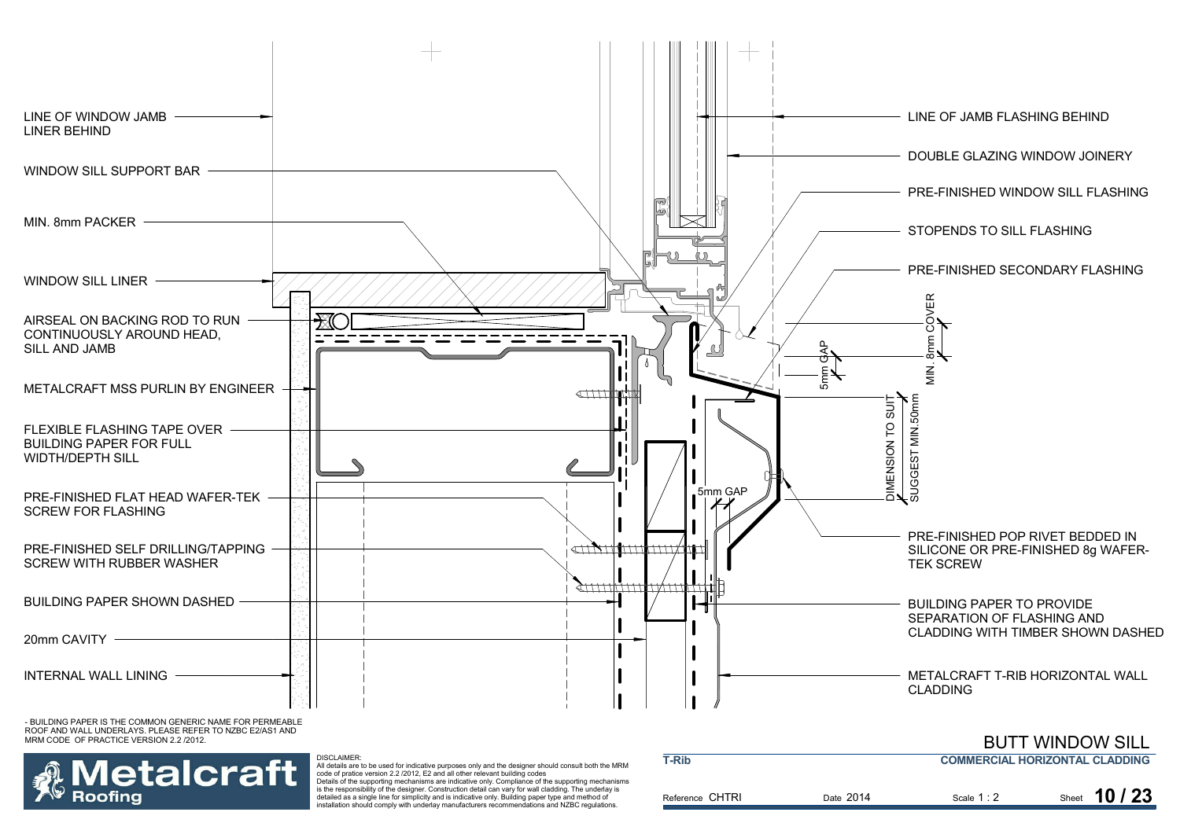LINE OF WINDOW JAMB LINER BEHIND

WINDOW SILL SUPPORT BAR

MIN. 8mm PACKER

WINDOW SILL LINER

AIRSEAL ON BACKING ROD TO RUN CONTINUOUSLY AROUND HEAD, SILL AND JAMB

METALCRAFT MSS PURLIN BY ENGINEER

FLEXIBLE FLASHING TAPE OVER BUILDING PAPER FOR FULL WIDTH/DEPTH SILL

PRE-FINISHED FLAT HEAD WAFER-TEK SCREW FOR FLASHING

PRE-FINISHED SELF DRILLING/TAPPING SCREW WITH RUBBER WASHER

BUILDING PAPER SHOWN DASHED

20mm CAVITY

INTERNAL WALL LINING

LINE OF JAMB FLASHING BEHIND

DOUBLE GLAZING WINDOW JOINERY

PRE-FINISHED WINDOW SILL FLASHING

STOPENDS TO SILL FLASHING

PRE-FINISHED SECONDARY FLASHING

MIN. 8mm COVER

5mm GAP

DIMENSION TO SUIT SUGGEST MIN.50mm

5mm GAP

PRE-FINISHED POP RIVET BEDDED IN SILICONE OR PRE-FINISHED 8g WAFER-TEK SCREW

BUILDING PAPER TO PROVIDE SEPARATION OF FLASHING AND CLADDING WITH TIMBER SHOWN DASHED

METALCRAFT T-RIB HORIZONTAL WALL CLADDING

- BUILDING PAPER IS THE COMMON GENERIC NAME FOR PERMEABLE ROOF AND WALL UNDERLAYS. PLEASE REFER TO NZBC E2/AS1 AND MRM CODE OF PRACTICE VERSION 2.2 /2012.

DISCLAIMER:
All details are to be used for indicative purposes only and the designer should consult both the MRM code of pratice version 2.2 /2012, E2 and all other relevant building codes
Details of the supporting mechanisms are indicative only. Compliance of the supporting mechanisms is the responsibility of the designer. Construction detail can vary for wall cladding. The underlay is detailed as a single line for simplicity and is indicative only. Building paper type and method of installation should comply with underlay manufacturers recommendations and NZBC regulations.

**Metalcraft Roofing**

# BUTT WINDOW SILL

**T-Rib** | **COMMERCIAL HORIZONTAL CLADDING**

Reference CHTRI | Date 2014 | Scale 1 : 2 | Sheet **10 / 23**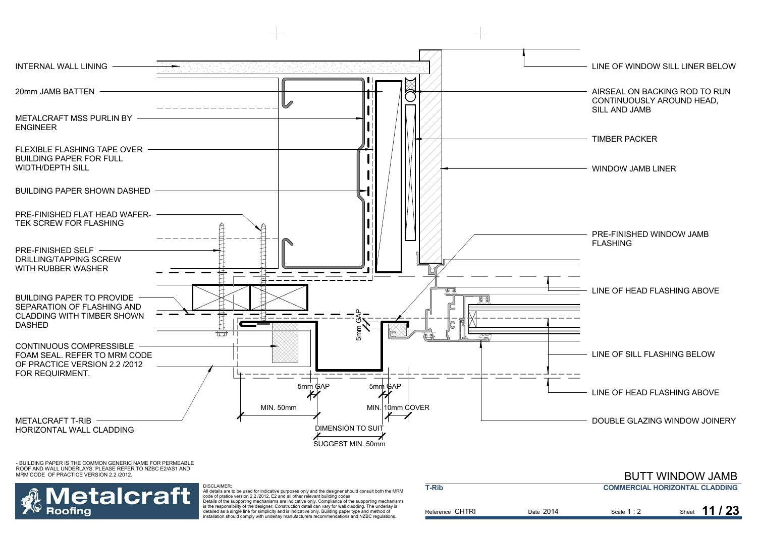INTERNAL WALL LINING

20mm JAMB BATTEN

METALCRAFT MSS PURLIN BY ENGINEER

FLEXIBLE FLASHING TAPE OVER BUILDING PAPER FOR FULL WIDTH/DEPTH SILL

BUILDING PAPER SHOWN DASHED

PRE-FINISHED FLAT HEAD WAFER-TEK SCREW FOR FLASHING

PRE-FINISHED SELF DRILLING/TAPPING SCREW WITH RUBBER WASHER

BUILDING PAPER TO PROVIDE SEPARATION OF FLASHING AND CLADDING WITH TIMBER SHOWN DASHED

CONTINUOUS COMPRESSIBLE FOAM SEAL. REFER TO MRM CODE OF PRACTICE VERSION 2.2 /2012 FOR REQUIRMENT.

METALCRAFT T-RIB HORIZONTAL WALL CLADDING

LINE OF WINDOW SILL LINER BELOW

AIRSEAL ON BACKING ROD TO RUN CONTINUOUSLY AROUND HEAD, SILL AND JAMB

TIMBER PACKER

WINDOW JAMB LINER

PRE-FINISHED WINDOW JAMB FLASHING

LINE OF HEAD FLASHING ABOVE

LINE OF SILL FLASHING BELOW

LINE OF HEAD FLASHING ABOVE

DOUBLE GLAZING WINDOW JOINERY

5mm GAP

5mm GAP

5mm GAP

MIN. 50mm

MIN. 10mm COVER

DIMENSION TO SUIT

SUGGEST MIN. 50mm

- BUILDING PAPER IS THE COMMON GENERIC NAME FOR PERMEABLE ROOF AND WALL UNDERLAYS. PLEASE REFER TO NZBC E2/AS1 AND MRM CODE OF PRACTICE VERSION 2.2 /2012.

DISCLAIMER:
All details are to be used for indicative purposes only and the designer should consult both the MRM code of pratice version 2.2 /2012, E2 and all other relevant building codes
Details of the supporting mechanisms are indicative only. Compliance of the supporting mechanisms is the responsibility of the designer. Construction detail can vary for wall cladding. The underlay is detailed as a single line for simplicity and is indicative only. Building paper type and method of installation should comply with underlay manufacturers recommendations and NZBC regulations.

# BUTT WINDOW JAMB

**T-Rib** — **COMMERCIAL HORIZONTAL CLADDING**

Reference CHTRI | Date 2014 | Scale 1 : 2 | Sheet **11 / 23**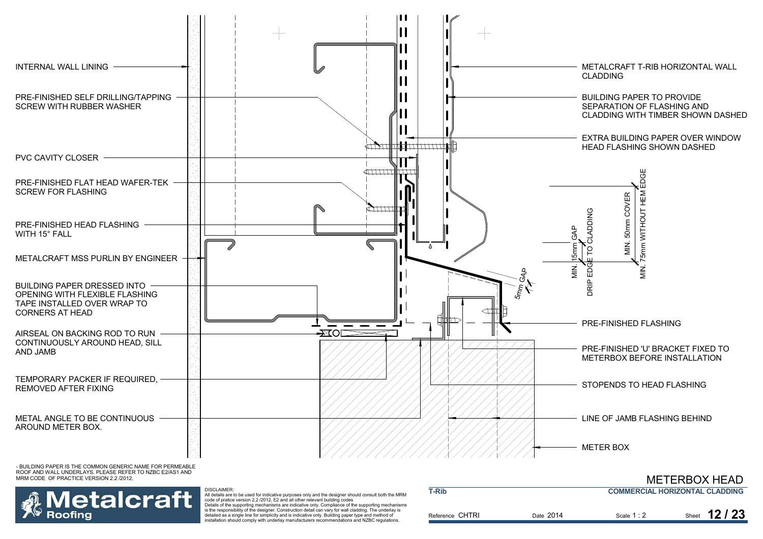INTERNAL WALL LINING

PRE-FINISHED SELF DRILLING/TAPPING SCREW WITH RUBBER WASHER

PVC CAVITY CLOSER

PRE-FINISHED FLAT HEAD WAFER-TEK SCREW FOR FLASHING

PRE-FINISHED HEAD FLASHING WITH 15° FALL

METALCRAFT MSS PURLIN BY ENGINEER

BUILDING PAPER DRESSED INTO OPENING WITH FLEXIBLE FLASHING TAPE INSTALLED OVER WRAP TO CORNERS AT HEAD

AIRSEAL ON BACKING ROD TO RUN CONTINUOUSLY AROUND HEAD, SILL AND JAMB

TEMPORARY PACKER IF REQUIRED, REMOVED AFTER FIXING

METAL ANGLE TO BE CONTINUOUS AROUND METER BOX.

METALCRAFT T-RIB HORIZONTAL WALL CLADDING

BUILDING PAPER TO PROVIDE SEPARATION OF FLASHING AND CLADDING WITH TIMBER SHOWN DASHED

EXTRA BUILDING PAPER OVER WINDOW HEAD FLASHING SHOWN DASHED

MIN. 15mm GAP

DRIP EDGE TO CLADDING

MIN. 50mm COVER

MIN. 75mm WITHOUT HEM EDGE

5mm GAP

PRE-FINISHED FLASHING

PRE-FINISHED 'U' BRACKET FIXED TO METERBOX BEFORE INSTALLATION

STOPENDS TO HEAD FLASHING

LINE OF JAMB FLASHING BEHIND

METER BOX

- BUILDING PAPER IS THE COMMON GENERIC NAME FOR PERMEABLE ROOF AND WALL UNDERLAYS. PLEASE REFER TO NZBC E2/AS1 AND MRM CODE OF PRACTICE VERSION 2.2 /2012.

DISCLAIMER:
All details are to be used for indicative purposes only and the designer should consult both the MRM code of pratice version 2.2 /2012, E2 and all other relevant building codes
Details of the supporting mechanisms are indicative only. Compliance of the supporting mechanisms is the responsibility of the designer. Construction detail can vary for wall cladding. The underlay is detailed as a single line for simplicity and is indicative only. Building paper type and method of installation should comply with underlay manufacturers recommendations and NZBC regulations.

# METERBOX HEAD

**T-Rib** | **COMMERCIAL HORIZONTAL CLADDING**

Reference CHTRI | Date 2014 | Scale 1 : 2 | Sheet **12 / 23**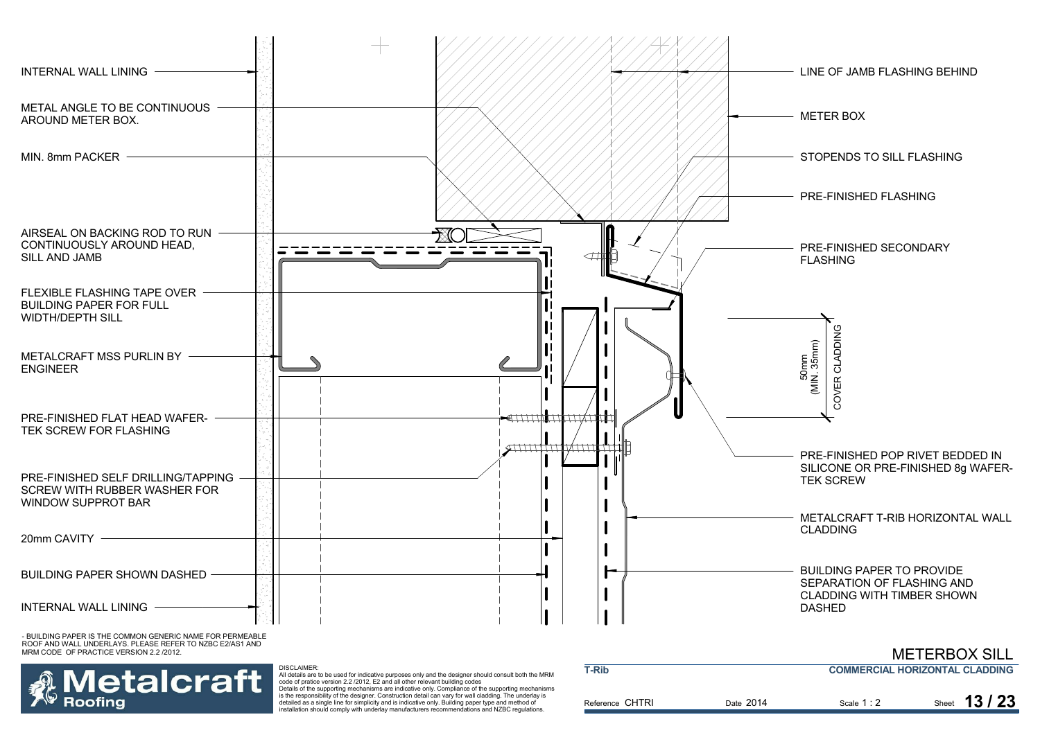INTERNAL WALL LINING

METAL ANGLE TO BE CONTINUOUS AROUND METER BOX.

MIN. 8mm PACKER

AIRSEAL ON BACKING ROD TO RUN CONTINUOUSLY AROUND HEAD, SILL AND JAMB

FLEXIBLE FLASHING TAPE OVER BUILDING PAPER FOR FULL WIDTH/DEPTH SILL

METALCRAFT MSS PURLIN BY ENGINEER

PRE-FINISHED FLAT HEAD WAFER-TEK SCREW FOR FLASHING

PRE-FINISHED SELF DRILLING/TAPPING SCREW WITH RUBBER WASHER FOR WINDOW SUPPROT BAR

20mm CAVITY

BUILDING PAPER SHOWN DASHED

INTERNAL WALL LINING

LINE OF JAMB FLASHING BEHIND

METER BOX

STOPENDS TO SILL FLASHING

PRE-FINISHED FLASHING

PRE-FINISHED SECONDARY FLASHING

50mm (MIN. 35mm) COVER CLADDING

PRE-FINISHED POP RIVET BEDDED IN SILICONE OR PRE-FINISHED 8g WAFER-TEK SCREW

METALCRAFT T-RIB HORIZONTAL WALL CLADDING

BUILDING PAPER TO PROVIDE SEPARATION OF FLASHING AND CLADDING WITH TIMBER SHOWN DASHED

- BUILDING PAPER IS THE COMMON GENERIC NAME FOR PERMEABLE ROOF AND WALL UNDERLAYS. PLEASE REFER TO NZBC E2/AS1 AND MRM CODE OF PRACTICE VERSION 2.2 /2012.

# METERBOX SILL

DISCLAIMER:
All details are to be used for indicative purposes only and the designer should consult both the MRM code of pratice version 2.2 /2012, E2 and all other relevant building codes
Details of the supporting mechanisms are indicative only. Compliance of the supporting mechanisms is the responsibility of the designer. Construction detail can vary for wall cladding. The underlay is detailed as a single line for simplicity and is indicative only. Building paper type and method of installation should comply with underlay manufacturers recommendations and NZBC regulations.

| T-Rib | | COMMERCIAL HORIZONTAL CLADDING | |
|---|---|---|---|
| Reference CHTRI | Date 2014 | Scale 1 : 2 | Sheet 13 / 23 |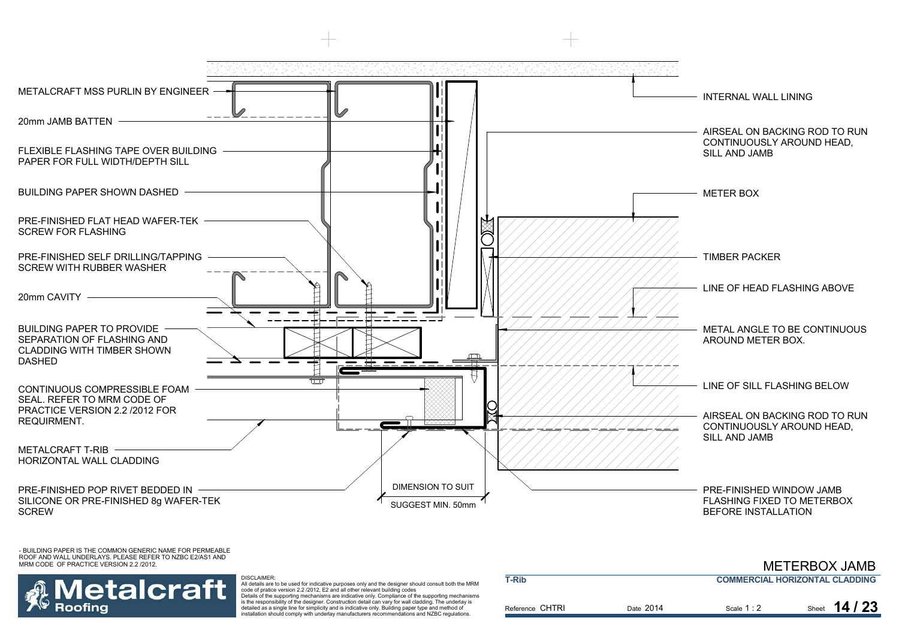METALCRAFT MSS PURLIN BY ENGINEER

20mm JAMB BATTEN

FLEXIBLE FLASHING TAPE OVER BUILDING PAPER FOR FULL WIDTH/DEPTH SILL

BUILDING PAPER SHOWN DASHED

PRE-FINISHED FLAT HEAD WAFER-TEK SCREW FOR FLASHING

PRE-FINISHED SELF DRILLING/TAPPING SCREW WITH RUBBER WASHER

20mm CAVITY

BUILDING PAPER TO PROVIDE SEPARATION OF FLASHING AND CLADDING WITH TIMBER SHOWN DASHED

CONTINUOUS COMPRESSIBLE FOAM SEAL. REFER TO MRM CODE OF PRACTICE VERSION 2.2 /2012 FOR REQUIRMENT.

METALCRAFT T-RIB HORIZONTAL WALL CLADDING

PRE-FINISHED POP RIVET BEDDED IN SILICONE OR PRE-FINISHED 8g WAFER-TEK SCREW

DIMENSION TO SUIT

SUGGEST MIN. 50mm

INTERNAL WALL LINING

AIRSEAL ON BACKING ROD TO RUN CONTINUOUSLY AROUND HEAD, SILL AND JAMB

METER BOX

TIMBER PACKER

LINE OF HEAD FLASHING ABOVE

METAL ANGLE TO BE CONTINUOUS AROUND METER BOX.

LINE OF SILL FLASHING BELOW

AIRSEAL ON BACKING ROD TO RUN CONTINUOUSLY AROUND HEAD, SILL AND JAMB

PRE-FINISHED WINDOW JAMB FLASHING FIXED TO METERBOX BEFORE INSTALLATION

- BUILDING PAPER IS THE COMMON GENERIC NAME FOR PERMEABLE ROOF AND WALL UNDERLAYS. PLEASE REFER TO NZBC E2/AS1 AND MRM CODE OF PRACTICE VERSION 2.2 /2012.

Metalcraft Roofing

DISCLAIMER:
All details are to be used for indicative purposes only and the designer should consult both the MRM code of pratice version 2.2 /2012, E2 and all other relevant building codes
Details of the supporting mechanisms are indicative only. Compliance of the supporting mechanisms is the responsibility of the designer. Construction detail can vary for wall cladding. The underlay is detailed as a single line for simplicity and is indicative only. Building paper type and method of installation should comply with underlay manufacturers recommendations and NZBC regulations.

# METERBOX JAMB

**T-Rib** — **COMMERCIAL HORIZONTAL CLADDING**

Reference CHTRI | Date 2014 | Scale 1 : 2 | Sheet **14 / 23**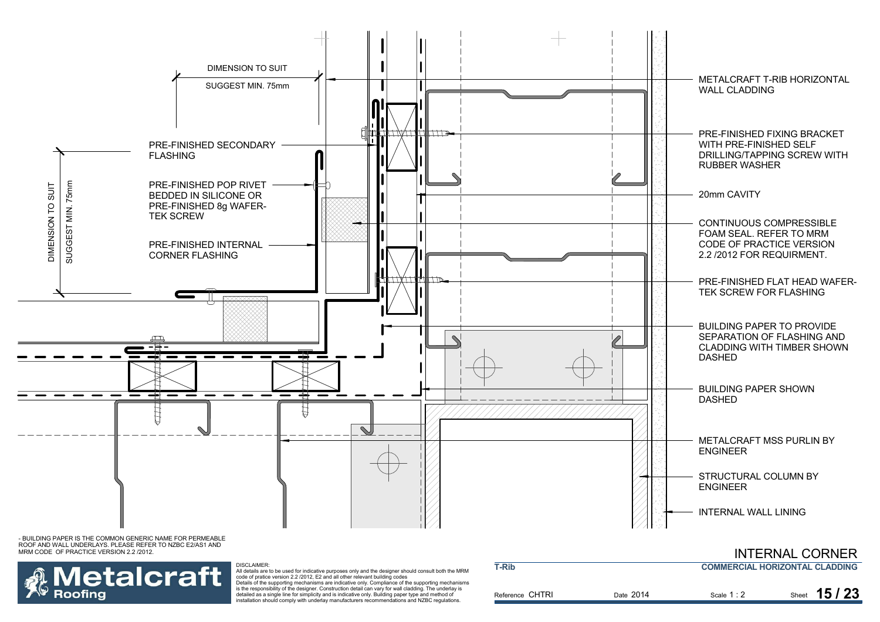DIMENSION TO SUIT

SUGGEST MIN. 75mm

DIMENSION TO SUIT

SUGGEST MIN. 75mm

PRE-FINISHED SECONDARY FLASHING

PRE-FINISHED POP RIVET BEDDED IN SILICONE OR PRE-FINISHED 8g WAFER-TEK SCREW

PRE-FINISHED INTERNAL CORNER FLASHING

METALCRAFT T-RIB HORIZONTAL WALL CLADDING

PRE-FINISHED FIXING BRACKET WITH PRE-FINISHED SELF DRILLING/TAPPING SCREW WITH RUBBER WASHER

20mm CAVITY

CONTINUOUS COMPRESSIBLE FOAM SEAL. REFER TO MRM CODE OF PRACTICE VERSION 2.2 /2012 FOR REQUIRMENT.

PRE-FINISHED FLAT HEAD WAFER-TEK SCREW FOR FLASHING

BUILDING PAPER TO PROVIDE SEPARATION OF FLASHING AND CLADDING WITH TIMBER SHOWN DASHED

BUILDING PAPER SHOWN DASHED

METALCRAFT MSS PURLIN BY ENGINEER

STRUCTURAL COLUMN BY ENGINEER

INTERNAL WALL LINING

- BUILDING PAPER IS THE COMMON GENERIC NAME FOR PERMEABLE ROOF AND WALL UNDERLAYS. PLEASE REFER TO NZBC E2/AS1 AND MRM CODE OF PRACTICE VERSION 2.2 /2012.

# INTERNAL CORNER

**COMMERCIAL HORIZONTAL CLADDING**

**T-Rib**

**Metalcraft Roofing**

DISCLAIMER:
All details are to be used for indicative purposes only and the designer should consult both the MRM code of pratice version 2.2 /2012, E2 and all other relevant building codes
Details of the supporting mechanisms are indicative only. Compliance of the supporting mechanisms is the responsibility of the designer. Construction detail can vary for wall cladding. The underlay is detailed as a single line for simplicity and is indicative only. Building paper type and method of installation should comply with underlay manufacturers recommendations and NZBC regulations.

Reference CHTRI | Date 2014 | Scale 1 : 2 | Sheet 15 / 23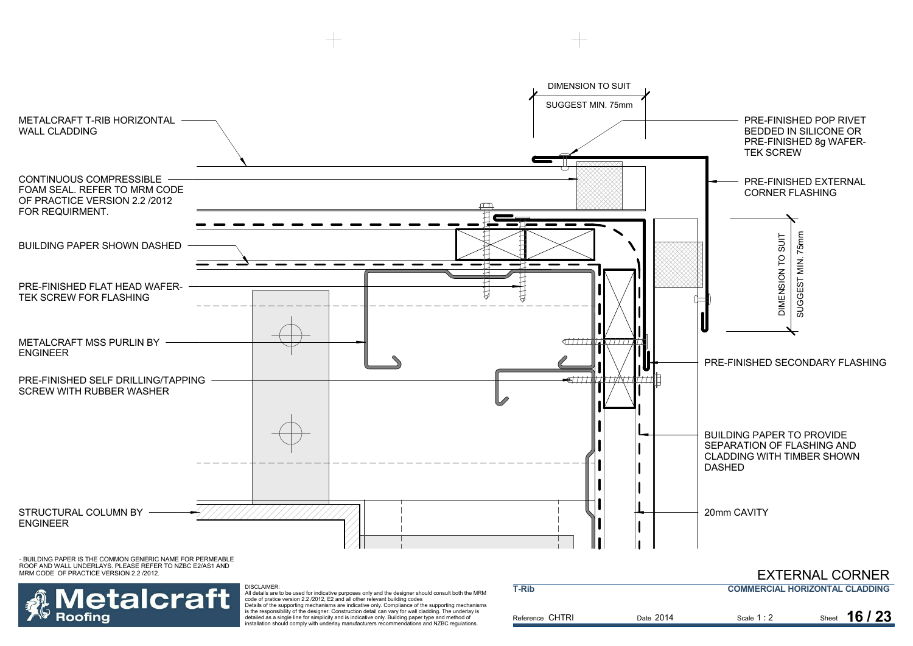DIMENSION TO SUIT

SUGGEST MIN. 75mm

METALCRAFT T-RIB HORIZONTAL WALL CLADDING

CONTINUOUS COMPRESSIBLE FOAM SEAL. REFER TO MRM CODE OF PRACTICE VERSION 2.2 /2012 FOR REQUIRMENT.

BUILDING PAPER SHOWN DASHED

PRE-FINISHED FLAT HEAD WAFER-TEK SCREW FOR FLASHING

METALCRAFT MSS PURLIN BY ENGINEER

PRE-FINISHED SELF DRILLING/TAPPING SCREW WITH RUBBER WASHER

STRUCTURAL COLUMN BY ENGINEER

PRE-FINISHED POP RIVET BEDDED IN SILICONE OR PRE-FINISHED 8g WAFER-TEK SCREW

PRE-FINISHED EXTERNAL CORNER FLASHING

DIMENSION TO SUIT

SUGGEST MIN. 75mm

PRE-FINISHED SECONDARY FLASHING

BUILDING PAPER TO PROVIDE SEPARATION OF FLASHING AND CLADDING WITH TIMBER SHOWN DASHED

20mm CAVITY

- BUILDING PAPER IS THE COMMON GENERIC NAME FOR PERMEABLE ROOF AND WALL UNDERLAYS. PLEASE REFER TO NZBC E2/AS1 AND MRM CODE OF PRACTICE VERSION 2.2 /2012.

DISCLAIMER:
All details are to be used for indicative purposes only and the designer should consult both the MRM code of pratice version 2.2 /2012, E2 and all other relevant building codes
Details of the supporting mechanisms are indicative only. Compliance of the supporting mechanisms is the responsibility of the designer. Construction detail can vary for wall cladding. The underlay is detailed as a single line for simplicity and is indicative only. Building paper type and method of installation should comply with underlay manufacturers recommendations and NZBC regulations.

# EXTERNAL CORNER

**T-Rib** — **COMMERCIAL HORIZONTAL CLADDING**

Reference CHTRI | Date 2014 | Scale 1 : 2 | Sheet **16 / 23**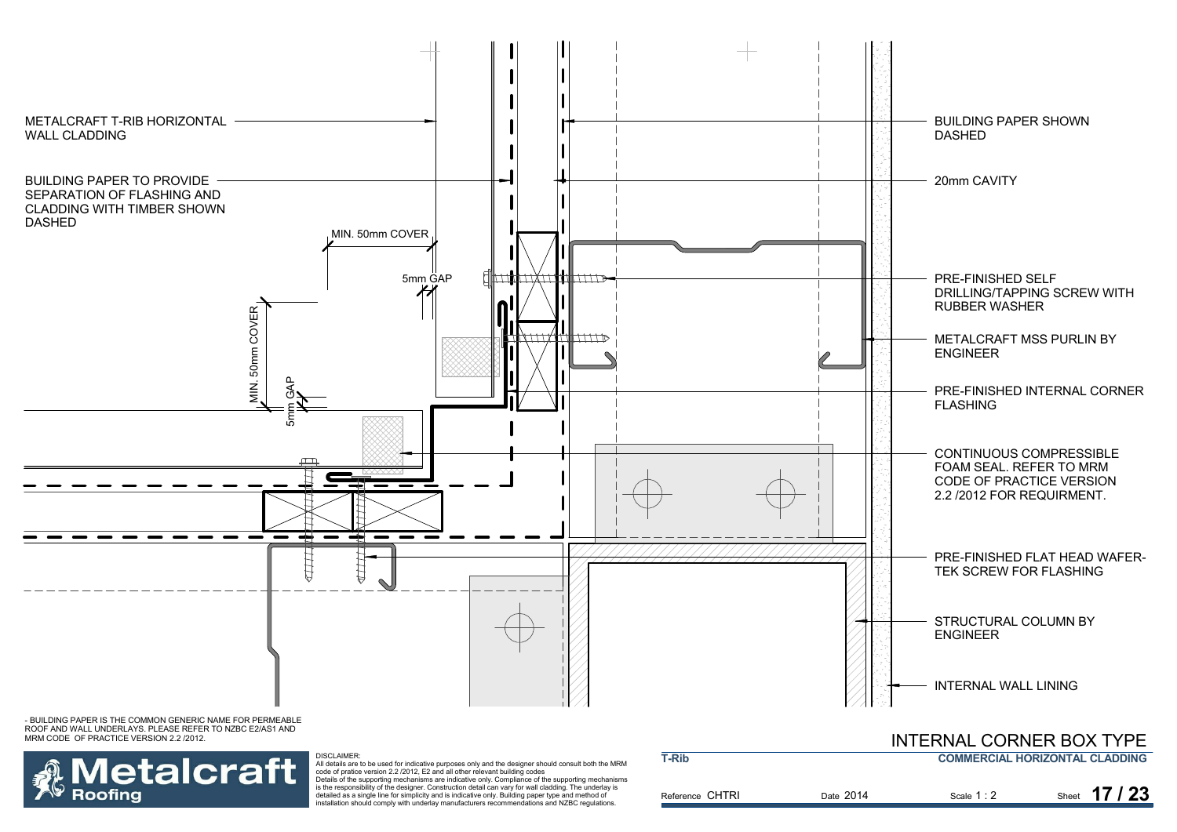METALCRAFT T-RIB HORIZONTAL WALL CLADDING

BUILDING PAPER TO PROVIDE SEPARATION OF FLASHING AND CLADDING WITH TIMBER SHOWN DASHED

MIN. 50mm COVER

5mm GAP

MIN. 50mm COVER

5mm GAP

BUILDING PAPER SHOWN DASHED

20mm CAVITY

PRE-FINISHED SELF DRILLING/TAPPING SCREW WITH RUBBER WASHER

METALCRAFT MSS PURLIN BY ENGINEER

PRE-FINISHED INTERNAL CORNER FLASHING

CONTINUOUS COMPRESSIBLE FOAM SEAL. REFER TO MRM CODE OF PRACTICE VERSION 2.2 /2012 FOR REQUIRMENT.

PRE-FINISHED FLAT HEAD WAFER-TEK SCREW FOR FLASHING

STRUCTURAL COLUMN BY ENGINEER

INTERNAL WALL LINING

- BUILDING PAPER IS THE COMMON GENERIC NAME FOR PERMEABLE ROOF AND WALL UNDERLAYS. PLEASE REFER TO NZBC E2/AS1 AND MRM CODE OF PRACTICE VERSION 2.2 /2012.

DISCLAIMER:
All details are to be used for indicative purposes only and the designer should consult both the MRM code of pratice version 2.2 /2012, E2 and all other relevant building codes
Details of the supporting mechanisms are indicative only. Compliance of the supporting mechanisms is the responsibility of the designer. Construction detail can vary for wall cladding. The underlay is detailed as a single line for simplicity and is indicative only. Building paper type and method of installation should comply with underlay manufacturers recommendations and NZBC regulations.

Metalcraft Roofing

# INTERNAL CORNER BOX TYPE

T-Rib — COMMERCIAL HORIZONTAL CLADDING

Reference CHTRI | Date 2014 | Scale 1 : 2 | Sheet 17 / 23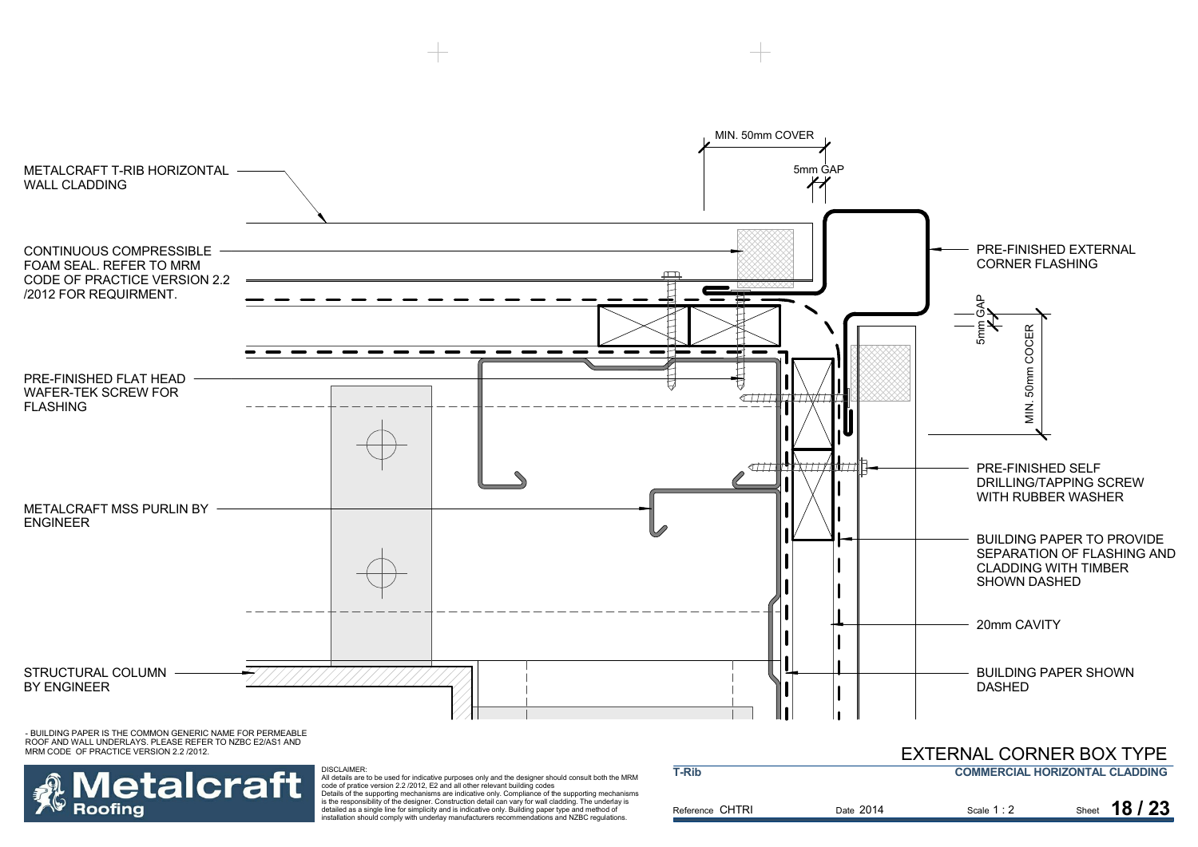METALCRAFT T-RIB HORIZONTAL WALL CLADDING

CONTINUOUS COMPRESSIBLE FOAM SEAL. REFER TO MRM CODE OF PRACTICE VERSION 2.2 /2012 FOR REQUIRMENT.

PRE-FINISHED FLAT HEAD WAFER-TEK SCREW FOR FLASHING

METALCRAFT MSS PURLIN BY ENGINEER

STRUCTURAL COLUMN BY ENGINEER

MIN. 50mm COVER

5mm GAP

PRE-FINISHED EXTERNAL CORNER FLASHING

5mm GAP

MIN. 50mm COCER

PRE-FINISHED SELF DRILLING/TAPPING SCREW WITH RUBBER WASHER

BUILDING PAPER TO PROVIDE SEPARATION OF FLASHING AND CLADDING WITH TIMBER SHOWN DASHED

20mm CAVITY

BUILDING PAPER SHOWN DASHED

- BUILDING PAPER IS THE COMMON GENERIC NAME FOR PERMEABLE ROOF AND WALL UNDERLAYS. PLEASE REFER TO NZBC E2/AS1 AND MRM CODE OF PRACTICE VERSION 2.2 /2012.

DISCLAIMER:
All details are to be used for indicative purposes only and the designer should consult both the MRM code of pratice version 2.2 /2012, E2 and all other relevant building codes
Details of the supporting mechanisms are indicative only. Compliance of the supporting mechanisms is the responsibility of the designer. Construction detail can vary for wall cladding. The underlay is detailed as a single line for simplicity and is indicative only. Building paper type and method of installation should comply with underlay manufacturers recommendations and NZBC regulations.

# EXTERNAL CORNER BOX TYPE

**T-Rib** — **COMMERCIAL HORIZONTAL CLADDING**

Reference CHTRI | Date 2014 | Scale 1 : 2 | Sheet **18 / 23**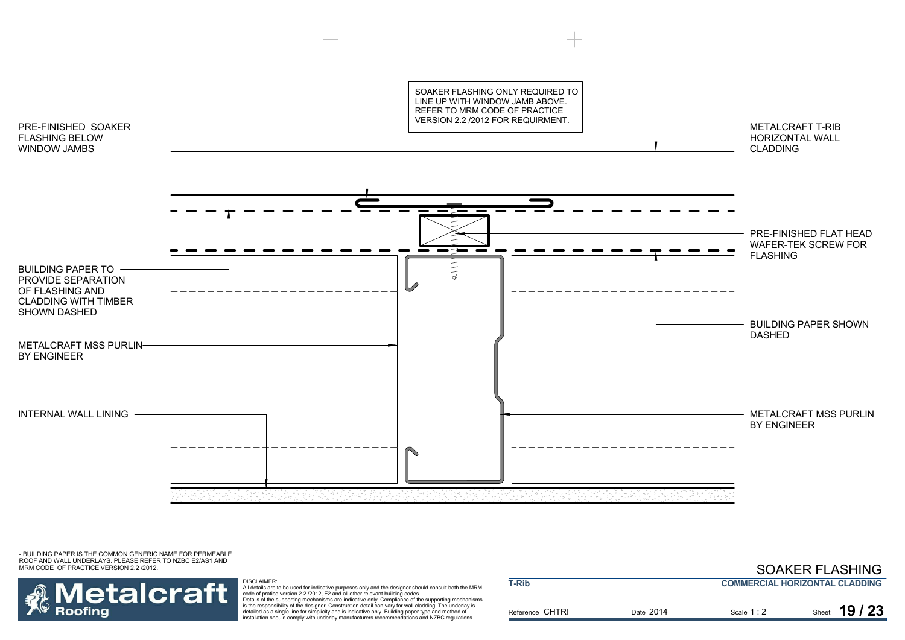SOAKER FLASHING ONLY REQUIRED TO LINE UP WITH WINDOW JAMB ABOVE. REFER TO MRM CODE OF PRACTICE VERSION 2.2 /2012 FOR REQUIRMENT.

PRE-FINISHED SOAKER FLASHING BELOW WINDOW JAMBS

METALCRAFT T-RIB HORIZONTAL WALL CLADDING

PRE-FINISHED FLAT HEAD WAFER-TEK SCREW FOR FLASHING

BUILDING PAPER TO PROVIDE SEPARATION OF FLASHING AND CLADDING WITH TIMBER SHOWN DASHED

BUILDING PAPER SHOWN DASHED

METALCRAFT MSS PURLIN BY ENGINEER

INTERNAL WALL LINING

METALCRAFT MSS PURLIN BY ENGINEER

- BUILDING PAPER IS THE COMMON GENERIC NAME FOR PERMEABLE ROOF AND WALL UNDERLAYS. PLEASE REFER TO NZBC E2/AS1 AND MRM CODE OF PRACTICE VERSION 2.2 /2012.

DISCLAIMER:
All details are to be used for indicative purposes only and the designer should consult both the MRM code of pratice version 2.2 /2012, E2 and all other relevant building codes
Details of the supporting mechanisms are indicative only. Compliance of the supporting mechanisms is the responsibility of the designer. Construction detail can vary for wall cladding. The underlay is detailed as a single line for simplicity and is indicative only. Building paper type and method of installation should comply with underlay manufacturers recommendations and NZBC regulations.

Metalcraft Roofing

# SOAKER FLASHING

**T-Rib** — **COMMERCIAL HORIZONTAL CLADDING**

Reference CHTRI | Date 2014 | Scale 1 : 2 | Sheet 19 / 23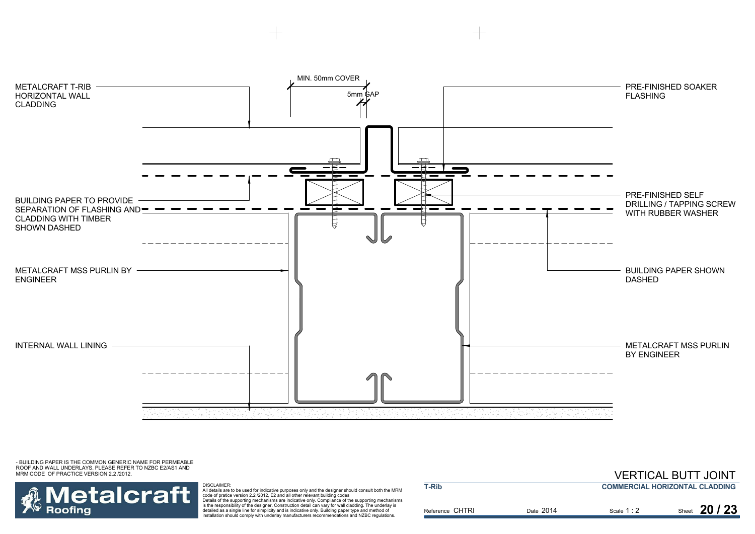METALCRAFT T-RIB HORIZONTAL WALL CLADDING

MIN. 50mm COVER

5mm GAP

PRE-FINISHED SOAKER FLASHING

BUILDING PAPER TO PROVIDE SEPARATION OF FLASHING AND CLADDING WITH TIMBER SHOWN DASHED

PRE-FINISHED SELF DRILLING / TAPPING SCREW WITH RUBBER WASHER

METALCRAFT MSS PURLIN BY ENGINEER

BUILDING PAPER SHOWN DASHED

INTERNAL WALL LINING

METALCRAFT MSS PURLIN BY ENGINEER

- BUILDING PAPER IS THE COMMON GENERIC NAME FOR PERMEABLE ROOF AND WALL UNDERLAYS. PLEASE REFER TO NZBC E2/AS1 AND MRM CODE OF PRACTICE VERSION 2.2 /2012.

# VERTICAL BUTT JOINT

**COMMERCIAL HORIZONTAL CLADDING**

**T-Rib**

Metalcraft Roofing

DISCLAIMER:
All details are to be used for indicative purposes only and the designer should consult both the MRM code of pratice version 2.2 /2012, E2 and all other relevant building codes
Details of the supporting mechanisms are indicative only. Compliance of the supporting mechanisms is the responsibility of the designer. Construction detail can vary for wall cladding. The underlay is detailed as a single line for simplicity and is indicative only. Building paper type and method of installation should comply with underlay manufacturers recommendations and NZBC regulations.

Reference CHTRI | Date 2014 | Scale 1 : 2 | Sheet **20 / 23**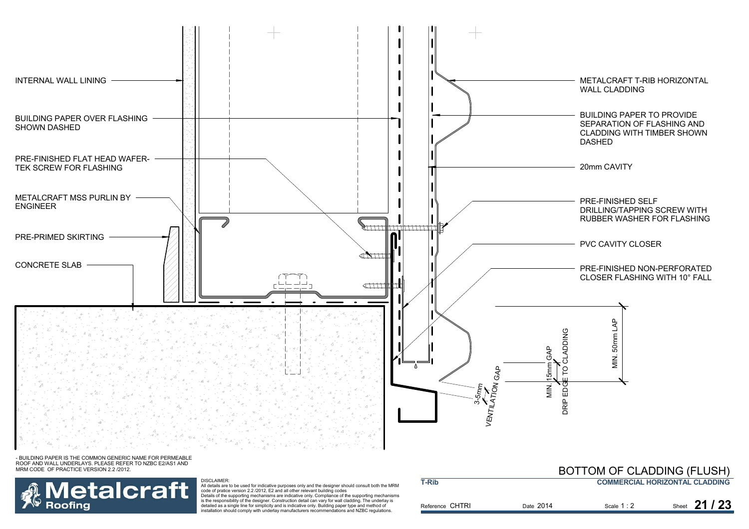INTERNAL WALL LINING

BUILDING PAPER OVER FLASHING SHOWN DASHED

PRE-FINISHED FLAT HEAD WAFER-TEK SCREW FOR FLASHING

METALCRAFT MSS PURLIN BY ENGINEER

PRE-PRIMED SKIRTING

CONCRETE SLAB

METALCRAFT T-RIB HORIZONTAL WALL CLADDING

BUILDING PAPER TO PROVIDE SEPARATION OF FLASHING AND CLADDING WITH TIMBER SHOWN DASHED

20mm CAVITY

PRE-FINISHED SELF DRILLING/TAPPING SCREW WITH RUBBER WASHER FOR FLASHING

PVC CAVITY CLOSER

PRE-FINISHED NON-PERFORATED CLOSER FLASHING WITH 10° FALL

MIN. 50mm LAP

DRIP EDGE TO CLADDING

MIN. 15mm GAP

3-5mm VENTILATION GAP

- BUILDING PAPER IS THE COMMON GENERIC NAME FOR PERMEABLE ROOF AND WALL UNDERLAYS. PLEASE REFER TO NZBC E2/AS1 AND MRM CODE OF PRACTICE VERSION 2.2 /2012.

DISCLAIMER:
All details are to be used for indicative purposes only and the designer should consult both the MRM code of pratice version 2.2 /2012, E2 and all other relevant building codes
Details of the supporting mechanisms are indicative only. Compliance of the supporting mechanisms is the responsibility of the designer. Construction detail can vary for wall cladding. The underlay is detailed as a single line for simplicity and is indicative only. Building paper type and method of installation should comply with underlay manufacturers recommendations and NZBC regulations.

# BOTTOM OF CLADDING (FLUSH)

**T-Rib** | **COMMERCIAL HORIZONTAL CLADDING**

Reference CHTRI | Date 2014 | Scale 1 : 2 | Sheet 21 / 23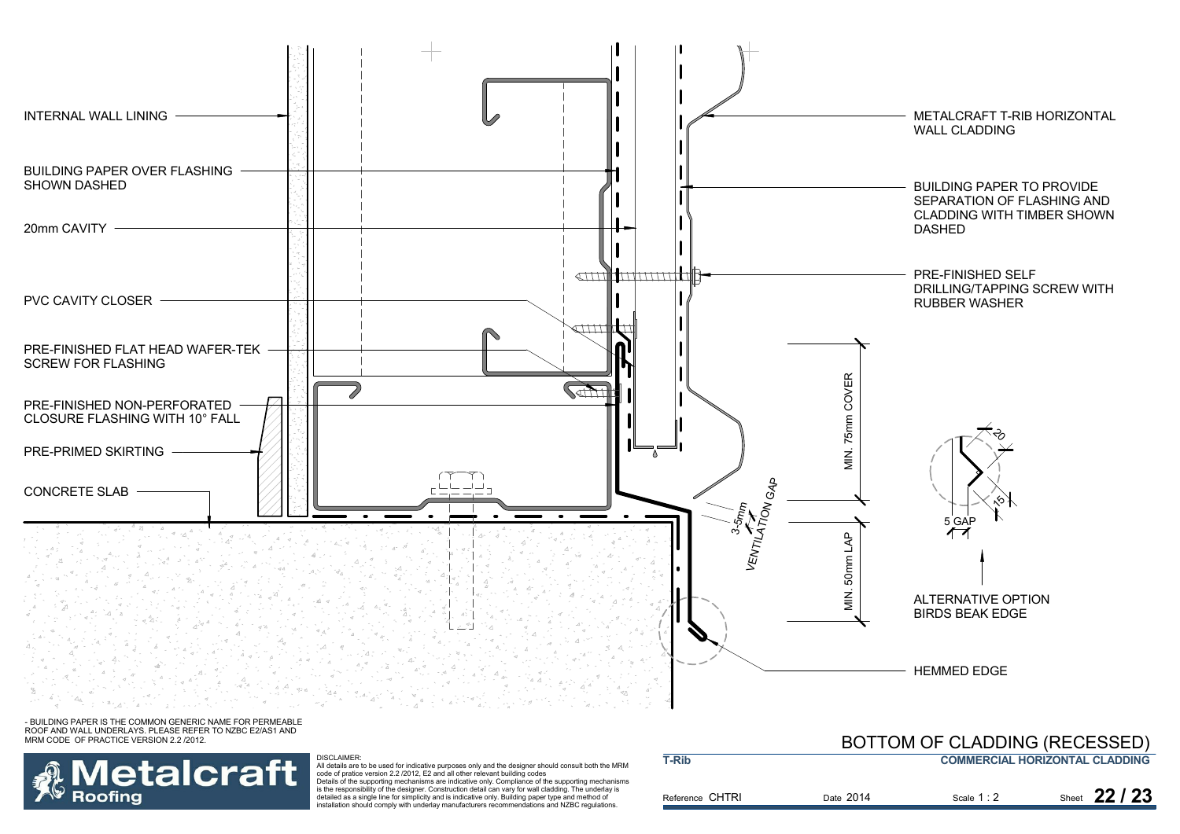INTERNAL WALL LINING

BUILDING PAPER OVER FLASHING SHOWN DASHED

20mm CAVITY

PVC CAVITY CLOSER

PRE-FINISHED FLAT HEAD WAFER-TEK SCREW FOR FLASHING

PRE-FINISHED NON-PERFORATED CLOSURE FLASHING WITH 10° FALL

PRE-PRIMED SKIRTING

CONCRETE SLAB

METALCRAFT T-RIB HORIZONTAL WALL CLADDING

BUILDING PAPER TO PROVIDE SEPARATION OF FLASHING AND CLADDING WITH TIMBER SHOWN DASHED

PRE-FINISHED SELF DRILLING/TAPPING SCREW WITH RUBBER WASHER

MIN. 75mm COVER

3-5mm VENTILATION GAP

MIN. 50mm LAP

20

15

5 GAP

ALTERNATIVE OPTION BIRDS BEAK EDGE

HEMMED EDGE

- BUILDING PAPER IS THE COMMON GENERIC NAME FOR PERMEABLE ROOF AND WALL UNDERLAYS. PLEASE REFER TO NZBC E2/AS1 AND MRM CODE OF PRACTICE VERSION 2.2 /2012.

# BOTTOM OF CLADDING (RECESSED)

**T-Rib** — **COMMERCIAL HORIZONTAL CLADDING**

Reference CHTRI | Date 2014 | Scale 1 : 2 | Sheet **22 / 23**

DISCLAIMER:
All details are to be used for indicative purposes only and the designer should consult both the MRM code of pratice version 2.2 /2012, E2 and all other relevant building codes
Details of the supporting mechanisms are indicative only. Compliance of the supporting mechanisms is the responsibility of the designer. Construction detail can vary for wall cladding. The underlay is detailed as a single line for simplicity and is indicative only. Building paper type and method of installation should comply with underlay manufacturers recommendations and NZBC regulations.

**Metalcraft Roofing**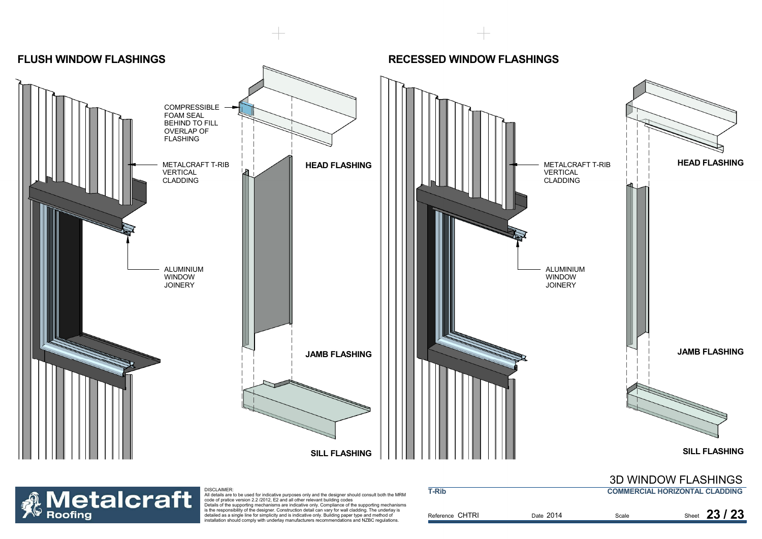## FLUSH WINDOW FLASHINGS

COMPRESSIBLE FOAM SEAL BEHIND TO FILL OVERLAP OF FLASHING

METALCRAFT T-RIB VERTICAL CLADDING

ALUMINIUM WINDOW JOINERY

**HEAD FLASHING**

**JAMB FLASHING**

**SILL FLASHING**

## RECESSED WINDOW FLASHINGS

METALCRAFT T-RIB VERTICAL CLADDING

ALUMINIUM WINDOW JOINERY

**HEAD FLASHING**

**JAMB FLASHING**

**SILL FLASHING**

# 3D WINDOW FLASHINGS

**T-Rib**

**COMMERCIAL HORIZONTAL CLADDING**

Reference CHTRI

Date 2014

Scale

Sheet **23 / 23**

DISCLAIMER:
All details are to be used for indicative purposes only and the designer should consult both the MRM code of pratice version 2.2 /2012, E2 and all other relevant building codes
Details of the supporting mechanisms are indicative only. Compliance of the supporting mechanisms is the responsibility of the designer. Construction detail can vary for wall cladding. The underlay is detailed as a single line for simplicity and is indicative only. Building paper type and method of installation should comply with underlay manufacturers recommendations and NZBC regulations.

**Metalcraft Roofing**